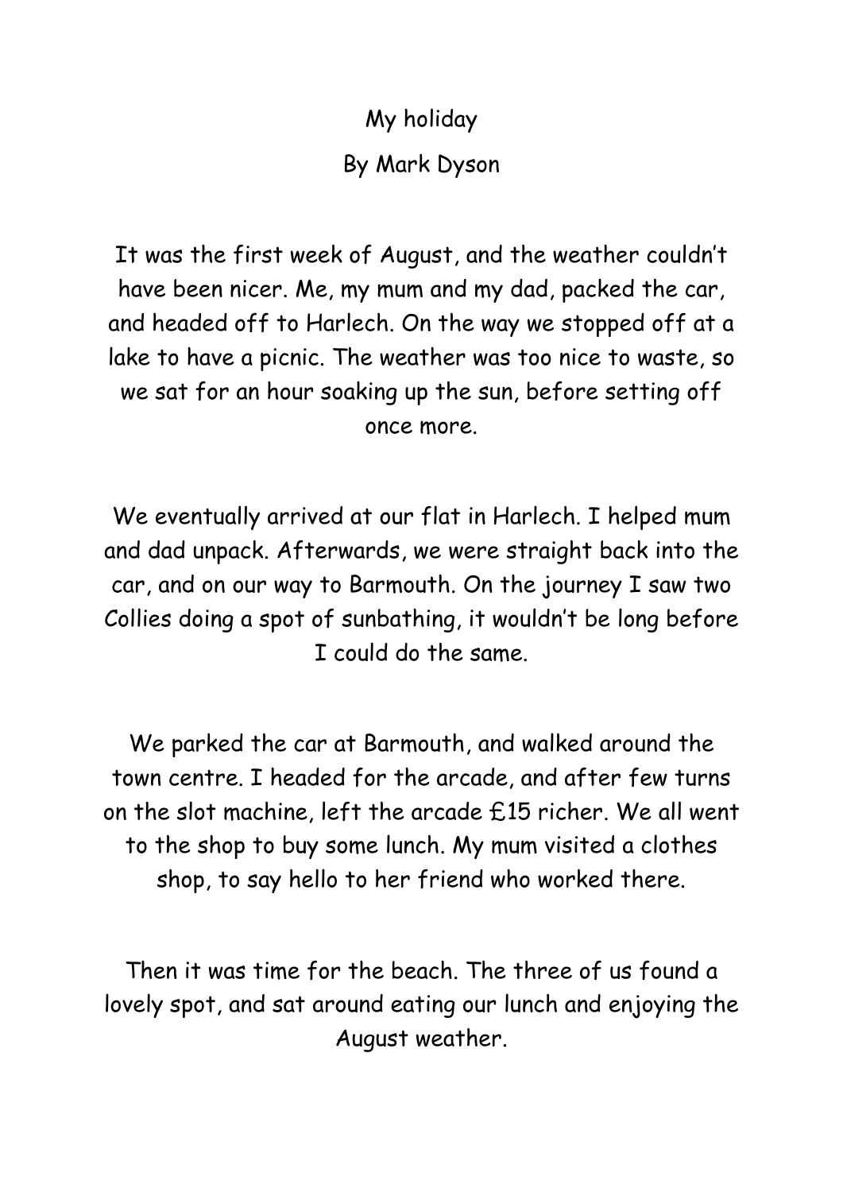# My holiday

By Mark Dyson

It was the first week of August, and the weather couldn't have been nicer. Me, my mum and my dad, packed the car, and headed off to Harlech. On the way we stopped off at a lake to have a picnic. The weather was too nice to waste, so we sat for an hour soaking up the sun, before setting off once more.

We eventually arrived at our flat in Harlech. I helped mum and dad unpack. Afterwards, we were straight back into the car, and on our way to Barmouth. On the journey I saw two Collies doing a spot of sunbathing, it wouldn't be long before I could do the same.

We parked the car at Barmouth, and walked around the town centre. I headed for the arcade, and after few turns on the slot machine, left the arcade £15 richer. We all went to the shop to buy some lunch. My mum visited a clothes shop, to say hello to her friend who worked there.

Then it was time for the beach. The three of us found a lovely spot, and sat around eating our lunch and enjoying the August weather.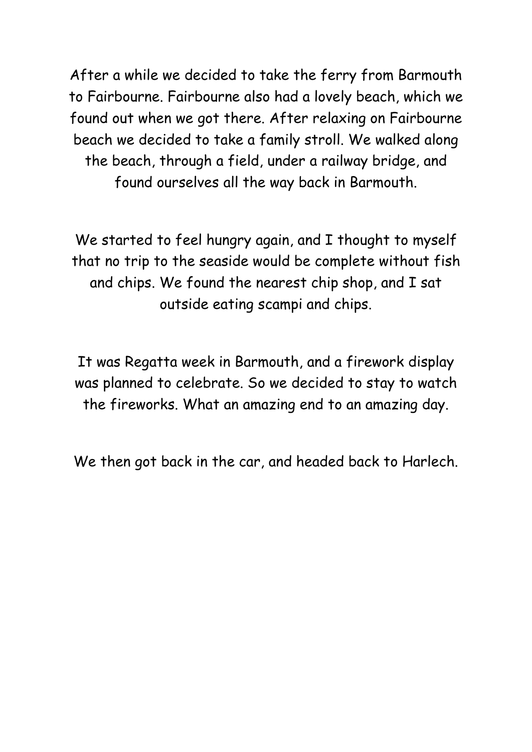After a while we decided to take the ferry from Barmouth to Fairbourne. Fairbourne also had a lovely beach, which we found out when we got there. After relaxing on Fairbourne beach we decided to take a family stroll. We walked along the beach, through a field, under a railway bridge, and found ourselves all the way back in Barmouth.

We started to feel hungry again, and I thought to myself that no trip to the seaside would be complete without fish and chips. We found the nearest chip shop, and I sat outside eating scampi and chips.

It was Regatta week in Barmouth, and a firework display was planned to celebrate. So we decided to stay to watch the fireworks. What an amazing end to an amazing day.

We then got back in the car, and headed back to Harlech.